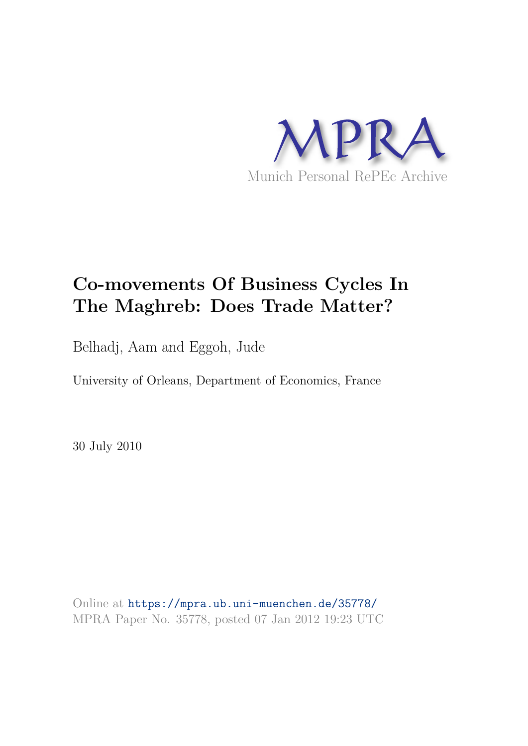MPRA

Munich Personal RePEc Archive

# Co-movements Of Business Cycles In The Maghreb: Does Trade Matter?

Belhadj, Aam and Eggoh, Jude

University of Orleans, Department of Economics, France

30 July 2010

Online at https://mpra.ub.uni-muenchen.de/35778/
MPRA Paper No. 35778, posted 07 Jan 2012 19:23 UTC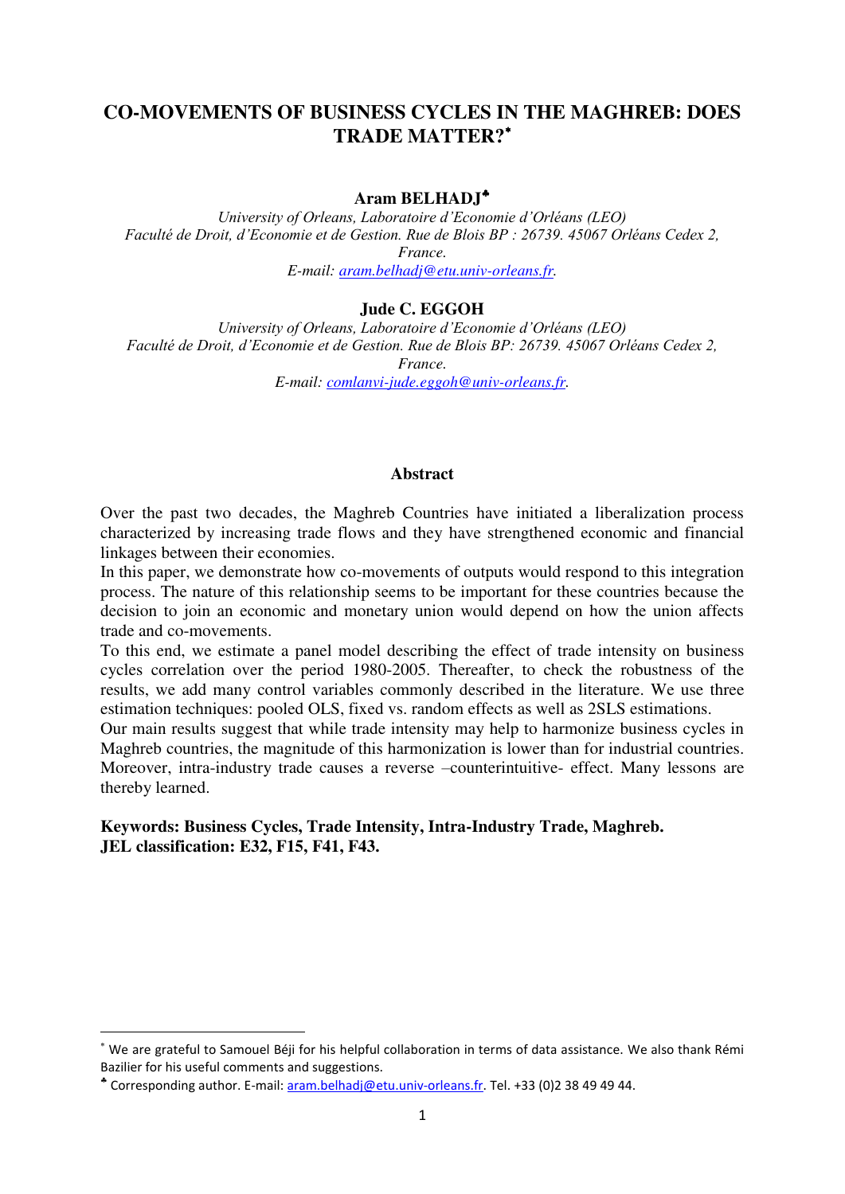# CO-MOVEMENTS OF BUSINESS CYCLES IN THE MAGHREB: DOES TRADE MATTER?[*]

**Aram BELHADJ**[♣]

*University of Orleans, Laboratoire d'Economie d'Orléans (LEO)*
*Faculté de Droit, d'Economie et de Gestion. Rue de Blois BP : 26739. 45067 Orléans Cedex 2, France.*
*E-mail: aram.belhadj@etu.univ-orleans.fr.*

**Jude C. EGGOH**

*University of Orleans, Laboratoire d'Economie d'Orléans (LEO)*
*Faculté de Droit, d'Economie et de Gestion. Rue de Blois BP: 26739. 45067 Orléans Cedex 2, France.*
*E-mail: comlanvi-jude.eggoh@univ-orleans.fr.*

## Abstract

Over the past two decades, the Maghreb Countries have initiated a liberalization process characterized by increasing trade flows and they have strengthened economic and financial linkages between their economies.

In this paper, we demonstrate how co-movements of outputs would respond to this integration process. The nature of this relationship seems to be important for these countries because the decision to join an economic and monetary union would depend on how the union affects trade and co-movements.

To this end, we estimate a panel model describing the effect of trade intensity on business cycles correlation over the period 1980-2005. Thereafter, to check the robustness of the results, we add many control variables commonly described in the literature. We use three estimation techniques: pooled OLS, fixed vs. random effects as well as 2SLS estimations.

Our main results suggest that while trade intensity may help to harmonize business cycles in Maghreb countries, the magnitude of this harmonization is lower than for industrial countries. Moreover, intra-industry trade causes a reverse –counterintuitive- effect. Many lessons are thereby learned.

**Keywords: Business Cycles, Trade Intensity, Intra-Industry Trade, Maghreb.**
**JEL classification: E32, F15, F41, F43.**

---

[*] We are grateful to Samouel Béji for his helpful collaboration in terms of data assistance. We also thank Rémi Bazilier for his useful comments and suggestions.

[♣] Corresponding author. E-mail: aram.belhadj@etu.univ-orleans.fr. Tel. +33 (0)2 38 49 49 44.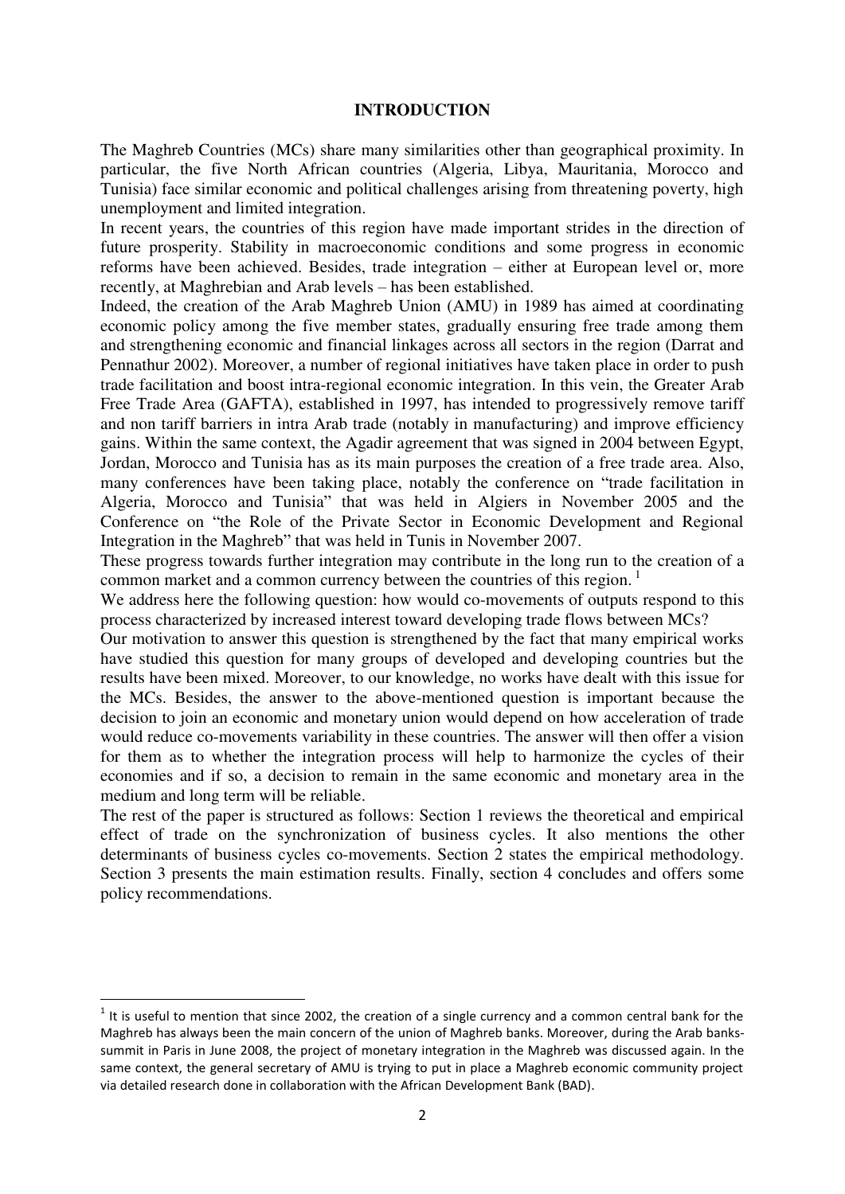# INTRODUCTION

The Maghreb Countries (MCs) share many similarities other than geographical proximity. In particular, the five North African countries (Algeria, Libya, Mauritania, Morocco and Tunisia) face similar economic and political challenges arising from threatening poverty, high unemployment and limited integration.

In recent years, the countries of this region have made important strides in the direction of future prosperity. Stability in macroeconomic conditions and some progress in economic reforms have been achieved. Besides, trade integration – either at European level or, more recently, at Maghrebian and Arab levels – has been established.

Indeed, the creation of the Arab Maghreb Union (AMU) in 1989 has aimed at coordinating economic policy among the five member states, gradually ensuring free trade among them and strengthening economic and financial linkages across all sectors in the region (Darrat and Pennathur 2002). Moreover, a number of regional initiatives have taken place in order to push trade facilitation and boost intra-regional economic integration. In this vein, the Greater Arab Free Trade Area (GAFTA), established in 1997, has intended to progressively remove tariff and non tariff barriers in intra Arab trade (notably in manufacturing) and improve efficiency gains. Within the same context, the Agadir agreement that was signed in 2004 between Egypt, Jordan, Morocco and Tunisia has as its main purposes the creation of a free trade area. Also, many conferences have been taking place, notably the conference on "trade facilitation in Algeria, Morocco and Tunisia" that was held in Algiers in November 2005 and the Conference on "the Role of the Private Sector in Economic Development and Regional Integration in the Maghreb" that was held in Tunis in November 2007.

These progress towards further integration may contribute in the long run to the creation of a common market and a common currency between the countries of this region. [1]

We address here the following question: how would co-movements of outputs respond to this process characterized by increased interest toward developing trade flows between MCs?

Our motivation to answer this question is strengthened by the fact that many empirical works have studied this question for many groups of developed and developing countries but the results have been mixed. Moreover, to our knowledge, no works have dealt with this issue for the MCs. Besides, the answer to the above-mentioned question is important because the decision to join an economic and monetary union would depend on how acceleration of trade would reduce co-movements variability in these countries. The answer will then offer a vision for them as to whether the integration process will help to harmonize the cycles of their economies and if so, a decision to remain in the same economic and monetary area in the medium and long term will be reliable.

The rest of the paper is structured as follows: Section 1 reviews the theoretical and empirical effect of trade on the synchronization of business cycles. It also mentions the other determinants of business cycles co-movements. Section 2 states the empirical methodology. Section 3 presents the main estimation results. Finally, section 4 concludes and offers some policy recommendations.

[1] It is useful to mention that since 2002, the creation of a single currency and a common central bank for the Maghreb has always been the main concern of the union of Maghreb banks. Moreover, during the Arab banks-summit in Paris in June 2008, the project of monetary integration in the Maghreb was discussed again. In the same context, the general secretary of AMU is trying to put in place a Maghreb economic community project via detailed research done in collaboration with the African Development Bank (BAD).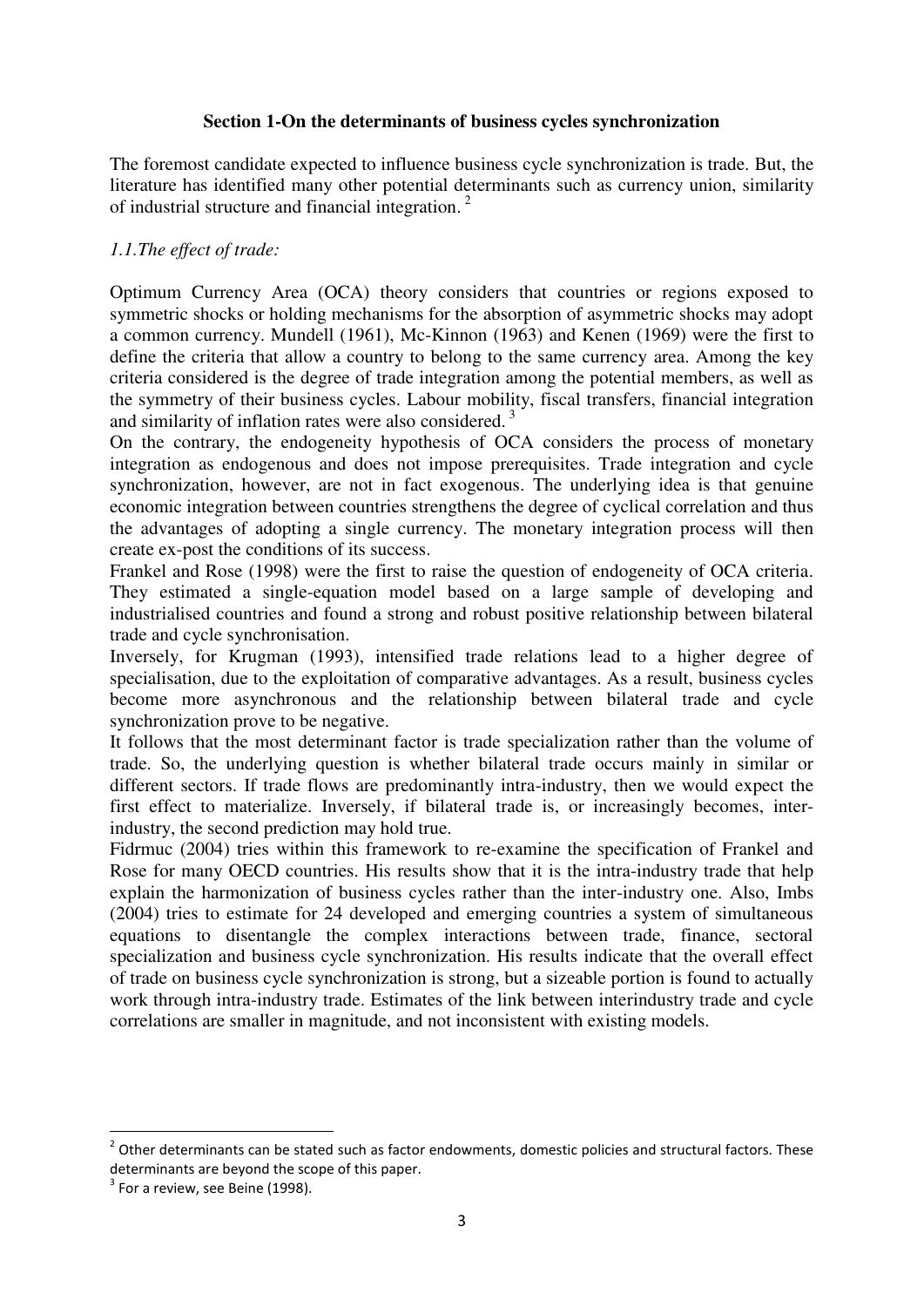## Section 1-On the determinants of business cycles synchronization

The foremost candidate expected to influence business cycle synchronization is trade. But, the literature has identified many other potential determinants such as currency union, similarity of industrial structure and financial integration. [2]

### *1.1.The effect of trade:*

Optimum Currency Area (OCA) theory considers that countries or regions exposed to symmetric shocks or holding mechanisms for the absorption of asymmetric shocks may adopt a common currency. Mundell (1961), Mc-Kinnon (1963) and Kenen (1969) were the first to define the criteria that allow a country to belong to the same currency area. Among the key criteria considered is the degree of trade integration among the potential members, as well as the symmetry of their business cycles. Labour mobility, fiscal transfers, financial integration and similarity of inflation rates were also considered. [3]

On the contrary, the endogeneity hypothesis of OCA considers the process of monetary integration as endogenous and does not impose prerequisites. Trade integration and cycle synchronization, however, are not in fact exogenous. The underlying idea is that genuine economic integration between countries strengthens the degree of cyclical correlation and thus the advantages of adopting a single currency. The monetary integration process will then create ex-post the conditions of its success.

Frankel and Rose (1998) were the first to raise the question of endogeneity of OCA criteria. They estimated a single-equation model based on a large sample of developing and industrialised countries and found a strong and robust positive relationship between bilateral trade and cycle synchronisation.

Inversely, for Krugman (1993), intensified trade relations lead to a higher degree of specialisation, due to the exploitation of comparative advantages. As a result, business cycles become more asynchronous and the relationship between bilateral trade and cycle synchronization prove to be negative.

It follows that the most determinant factor is trade specialization rather than the volume of trade. So, the underlying question is whether bilateral trade occurs mainly in similar or different sectors. If trade flows are predominantly intra-industry, then we would expect the first effect to materialize. Inversely, if bilateral trade is, or increasingly becomes, inter-industry, the second prediction may hold true.

Fidrmuc (2004) tries within this framework to re-examine the specification of Frankel and Rose for many OECD countries. His results show that it is the intra-industry trade that help explain the harmonization of business cycles rather than the inter-industry one. Also, Imbs (2004) tries to estimate for 24 developed and emerging countries a system of simultaneous equations to disentangle the complex interactions between trade, finance, sectoral specialization and business cycle synchronization. His results indicate that the overall effect of trade on business cycle synchronization is strong, but a sizeable portion is found to actually work through intra-industry trade. Estimates of the link between interindustry trade and cycle correlations are smaller in magnitude, and not inconsistent with existing models.

---

[2] Other determinants can be stated such as factor endowments, domestic policies and structural factors. These determinants are beyond the scope of this paper.

[3] For a review, see Beine (1998).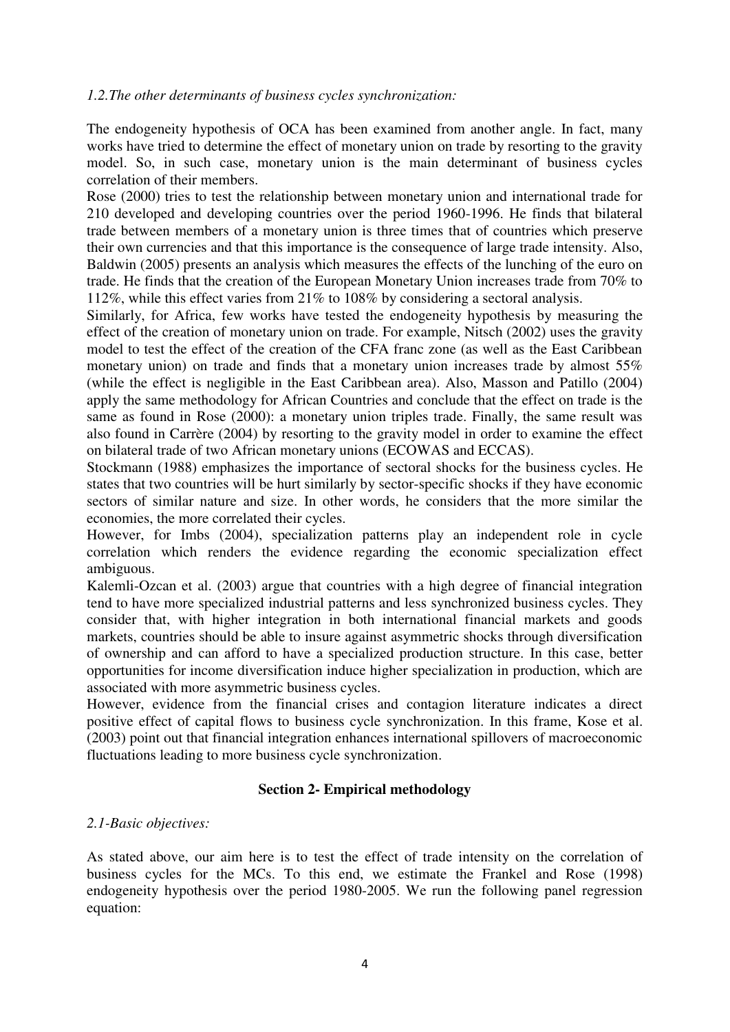*1.2.The other determinants of business cycles synchronization:*

The endogeneity hypothesis of OCA has been examined from another angle. In fact, many works have tried to determine the effect of monetary union on trade by resorting to the gravity model. So, in such case, monetary union is the main determinant of business cycles correlation of their members.

Rose (2000) tries to test the relationship between monetary union and international trade for 210 developed and developing countries over the period 1960-1996. He finds that bilateral trade between members of a monetary union is three times that of countries which preserve their own currencies and that this importance is the consequence of large trade intensity. Also, Baldwin (2005) presents an analysis which measures the effects of the lunching of the euro on trade. He finds that the creation of the European Monetary Union increases trade from 70% to 112%, while this effect varies from 21% to 108% by considering a sectoral analysis.

Similarly, for Africa, few works have tested the endogeneity hypothesis by measuring the effect of the creation of monetary union on trade. For example, Nitsch (2002) uses the gravity model to test the effect of the creation of the CFA franc zone (as well as the East Caribbean monetary union) on trade and finds that a monetary union increases trade by almost 55% (while the effect is negligible in the East Caribbean area). Also, Masson and Patillo (2004) apply the same methodology for African Countries and conclude that the effect on trade is the same as found in Rose (2000): a monetary union triples trade. Finally, the same result was also found in Carrère (2004) by resorting to the gravity model in order to examine the effect on bilateral trade of two African monetary unions (ECOWAS and ECCAS).

Stockmann (1988) emphasizes the importance of sectoral shocks for the business cycles. He states that two countries will be hurt similarly by sector-specific shocks if they have economic sectors of similar nature and size. In other words, he considers that the more similar the economies, the more correlated their cycles.

However, for Imbs (2004), specialization patterns play an independent role in cycle correlation which renders the evidence regarding the economic specialization effect ambiguous.

Kalemli-Ozcan et al. (2003) argue that countries with a high degree of financial integration tend to have more specialized industrial patterns and less synchronized business cycles. They consider that, with higher integration in both international financial markets and goods markets, countries should be able to insure against asymmetric shocks through diversification of ownership and can afford to have a specialized production structure. In this case, better opportunities for income diversification induce higher specialization in production, which are associated with more asymmetric business cycles.

However, evidence from the financial crises and contagion literature indicates a direct positive effect of capital flows to business cycle synchronization. In this frame, Kose et al. (2003) point out that financial integration enhances international spillovers of macroeconomic fluctuations leading to more business cycle synchronization.

## Section 2- Empirical methodology

*2.1-Basic objectives:*

As stated above, our aim here is to test the effect of trade intensity on the correlation of business cycles for the MCs. To this end, we estimate the Frankel and Rose (1998) endogeneity hypothesis over the period 1980-2005. We run the following panel regression equation: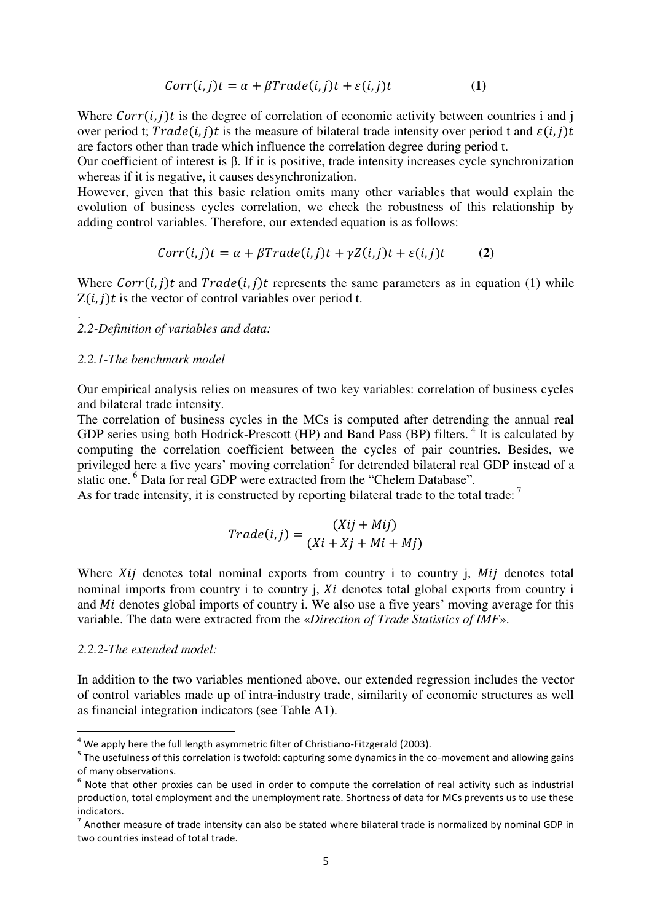$$Corr(i,j)t = \alpha + \beta Trade(i,j)t + \varepsilon(i,j)t \qquad \textbf{(1)}$$

Where $Corr(i,j)t$ is the degree of correlation of economic activity between countries i and j over period t; $Trade(i,j)t$ is the measure of bilateral trade intensity over period t and $\varepsilon(i,j)t$ are factors other than trade which influence the correlation degree during period t.

Our coefficient of interest is β. If it is positive, trade intensity increases cycle synchronization whereas if it is negative, it causes desynchronization.

However, given that this basic relation omits many other variables that would explain the evolution of business cycles correlation, we check the robustness of this relationship by adding control variables. Therefore, our extended equation is as follows:

$$Corr(i,j)t = \alpha + \beta Trade(i,j)t + \gamma Z(i,j)t + \varepsilon(i,j)t \qquad \textbf{(2)}$$

Where $Corr(i,j)t$ and $Trade(i,j)t$ represents the same parameters as in equation (1) while $Z(i,j)t$ is the vector of control variables over period t.

.

*2.2-Definition of variables and data:*

*2.2.1-The benchmark model*

Our empirical analysis relies on measures of two key variables: correlation of business cycles and bilateral trade intensity.

The correlation of business cycles in the MCs is computed after detrending the annual real GDP series using both Hodrick-Prescott (HP) and Band Pass (BP) filters. [4] It is calculated by computing the correlation coefficient between the cycles of pair countries. Besides, we privileged here a five years' moving correlation[5] for detrended bilateral real GDP instead of a static one. [6] Data for real GDP were extracted from the "Chelem Database".

As for trade intensity, it is constructed by reporting bilateral trade to the total trade: [7]

$$Trade(i,j) = \frac{(Xij + Mij)}{(Xi + Xj + Mi + Mj)}$$

Where $Xij$ denotes total nominal exports from country i to country j, $Mij$ denotes total nominal imports from country i to country j, $Xi$ denotes total global exports from country i and $Mi$ denotes global imports of country i. We also use a five years' moving average for this variable. The data were extracted from the «*Direction of Trade Statistics of IMF*».

*2.2.2-The extended model:*

In addition to the two variables mentioned above, our extended regression includes the vector of control variables made up of intra-industry trade, similarity of economic structures as well as financial integration indicators (see Table A1).

---

[4] We apply here the full length asymmetric filter of Christiano-Fitzgerald (2003).

[5] The usefulness of this correlation is twofold: capturing some dynamics in the co-movement and allowing gains of many observations.

[6] Note that other proxies can be used in order to compute the correlation of real activity such as industrial production, total employment and the unemployment rate. Shortness of data for MCs prevents us to use these indicators.

[7] Another measure of trade intensity can also be stated where bilateral trade is normalized by nominal GDP in two countries instead of total trade.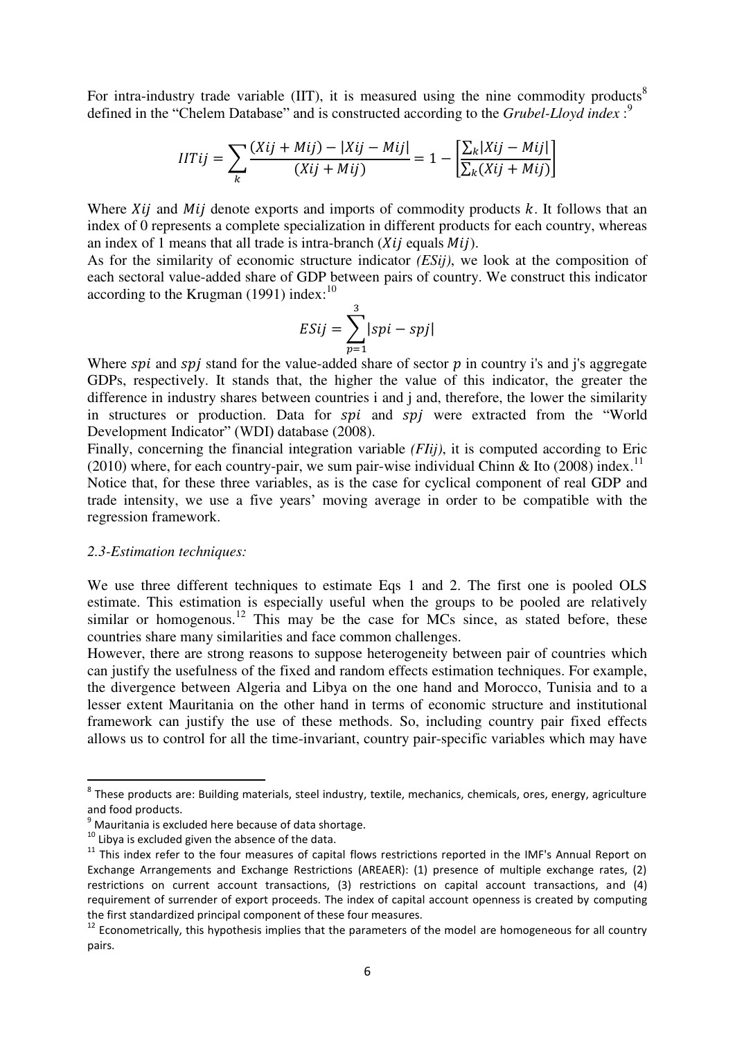For intra-industry trade variable (IIT), it is measured using the nine commodity products[8] defined in the "Chelem Database" and is constructed according to the *Grubel-Lloyd index* :[9]

$$IITij = \sum_{k} \frac{(Xij + Mij) - |Xij - Mij|}{(Xij + Mij)} = 1 - \left[\frac{\sum_{k}|Xij - Mij|}{\sum_{k}(Xij + Mij)}\right]$$

Where $Xij$ and $Mij$ denote exports and imports of commodity products $k$. It follows that an index of 0 represents a complete specialization in different products for each country, whereas an index of 1 means that all trade is intra-branch ($Xij$ equals $Mij$).

As for the similarity of economic structure indicator *(ESij)*, we look at the composition of each sectoral value-added share of GDP between pairs of country. We construct this indicator according to the Krugman (1991) index:[10]

$$ESij = \sum_{p=1}^{3} |spi - spj|$$

Where $spi$ and $spj$ stand for the value-added share of sector $p$ in country i's and j's aggregate GDPs, respectively. It stands that, the higher the value of this indicator, the greater the difference in industry shares between countries i and j and, therefore, the lower the similarity in structures or production. Data for $spi$ and $spj$ were extracted from the "World Development Indicator" (WDI) database (2008).

Finally, concerning the financial integration variable *(FIij)*, it is computed according to Eric (2010) where, for each country-pair, we sum pair-wise individual Chinn & Ito (2008) index.[11] Notice that, for these three variables, as is the case for cyclical component of real GDP and trade intensity, we use a five years' moving average in order to be compatible with the regression framework.

### *2.3-Estimation techniques:*

We use three different techniques to estimate Eqs 1 and 2. The first one is pooled OLS estimate. This estimation is especially useful when the groups to be pooled are relatively similar or homogenous.[12] This may be the case for MCs since, as stated before, these countries share many similarities and face common challenges.

However, there are strong reasons to suppose heterogeneity between pair of countries which can justify the usefulness of the fixed and random effects estimation techniques. For example, the divergence between Algeria and Libya on the one hand and Morocco, Tunisia and to a lesser extent Mauritania on the other hand in terms of economic structure and institutional framework can justify the use of these methods. So, including country pair fixed effects allows us to control for all the time-invariant, country pair-specific variables which may have

---

[8] These products are: Building materials, steel industry, textile, mechanics, chemicals, ores, energy, agriculture and food products.

[9] Mauritania is excluded here because of data shortage.

[10] Libya is excluded given the absence of the data.

[11] This index refer to the four measures of capital flows restrictions reported in the IMF's Annual Report on Exchange Arrangements and Exchange Restrictions (AREAER): (1) presence of multiple exchange rates, (2) restrictions on current account transactions, (3) restrictions on capital account transactions, and (4) requirement of surrender of export proceeds. The index of capital account openness is created by computing the first standardized principal component of these four measures.

[12] Econometrically, this hypothesis implies that the parameters of the model are homogeneous for all country pairs.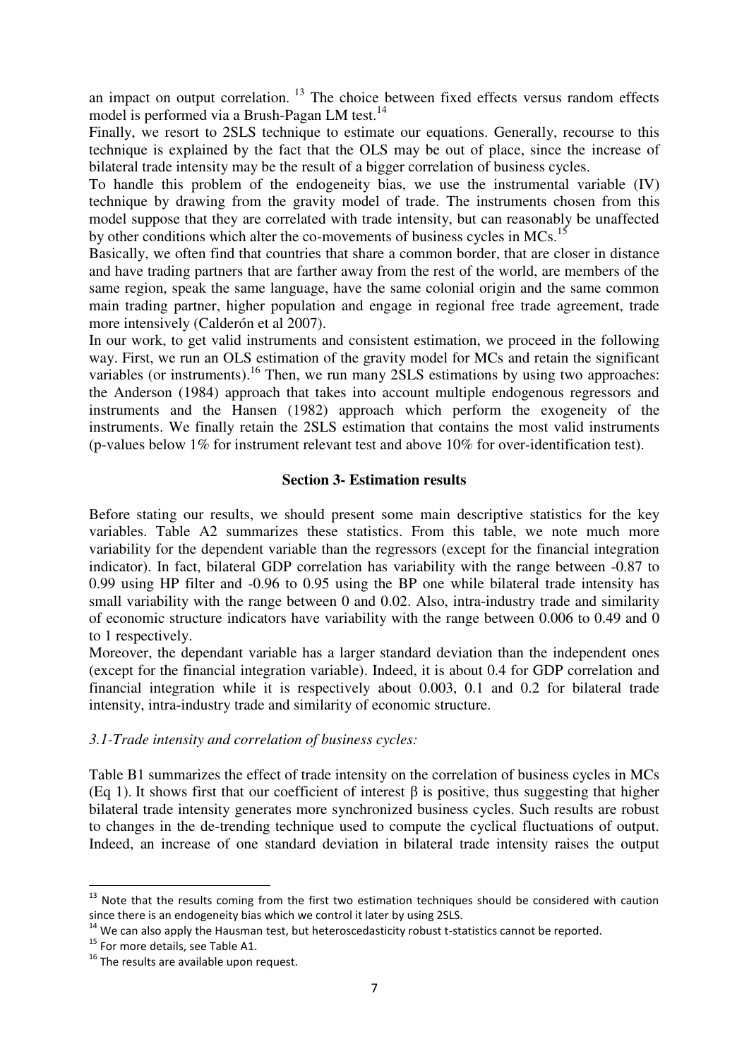an impact on output correlation. [13] The choice between fixed effects versus random effects model is performed via a Brush-Pagan LM test.[14]

Finally, we resort to 2SLS technique to estimate our equations. Generally, recourse to this technique is explained by the fact that the OLS may be out of place, since the increase of bilateral trade intensity may be the result of a bigger correlation of business cycles.

To handle this problem of the endogeneity bias, we use the instrumental variable (IV) technique by drawing from the gravity model of trade. The instruments chosen from this model suppose that they are correlated with trade intensity, but can reasonably be unaffected by other conditions which alter the co-movements of business cycles in MCs.[15]

Basically, we often find that countries that share a common border, that are closer in distance and have trading partners that are farther away from the rest of the world, are members of the same region, speak the same language, have the same colonial origin and the same common main trading partner, higher population and engage in regional free trade agreement, trade more intensively (Calderón et al 2007).

In our work, to get valid instruments and consistent estimation, we proceed in the following way. First, we run an OLS estimation of the gravity model for MCs and retain the significant variables (or instruments).[16] Then, we run many 2SLS estimations by using two approaches: the Anderson (1984) approach that takes into account multiple endogenous regressors and instruments and the Hansen (1982) approach which perform the exogeneity of the instruments. We finally retain the 2SLS estimation that contains the most valid instruments (p-values below 1% for instrument relevant test and above 10% for over-identification test).

## Section 3- Estimation results

Before stating our results, we should present some main descriptive statistics for the key variables. Table A2 summarizes these statistics. From this table, we note much more variability for the dependent variable than the regressors (except for the financial integration indicator). In fact, bilateral GDP correlation has variability with the range between -0.87 to 0.99 using HP filter and -0.96 to 0.95 using the BP one while bilateral trade intensity has small variability with the range between 0 and 0.02. Also, intra-industry trade and similarity of economic structure indicators have variability with the range between 0.006 to 0.49 and 0 to 1 respectively.

Moreover, the dependant variable has a larger standard deviation than the independent ones (except for the financial integration variable). Indeed, it is about 0.4 for GDP correlation and financial integration while it is respectively about 0.003, 0.1 and 0.2 for bilateral trade intensity, intra-industry trade and similarity of economic structure.

### *3.1-Trade intensity and correlation of business cycles:*

Table B1 summarizes the effect of trade intensity on the correlation of business cycles in MCs (Eq 1). It shows first that our coefficient of interest $\beta$ is positive, thus suggesting that higher bilateral trade intensity generates more synchronized business cycles. Such results are robust to changes in the de-trending technique used to compute the cyclical fluctuations of output. Indeed, an increase of one standard deviation in bilateral trade intensity raises the output

---

[13] Note that the results coming from the first two estimation techniques should be considered with caution since there is an endogeneity bias which we control it later by using 2SLS.

[14] We can also apply the Hausman test, but heteroscedasticity robust t-statistics cannot be reported.

[15] For more details, see Table A1.

[16] The results are available upon request.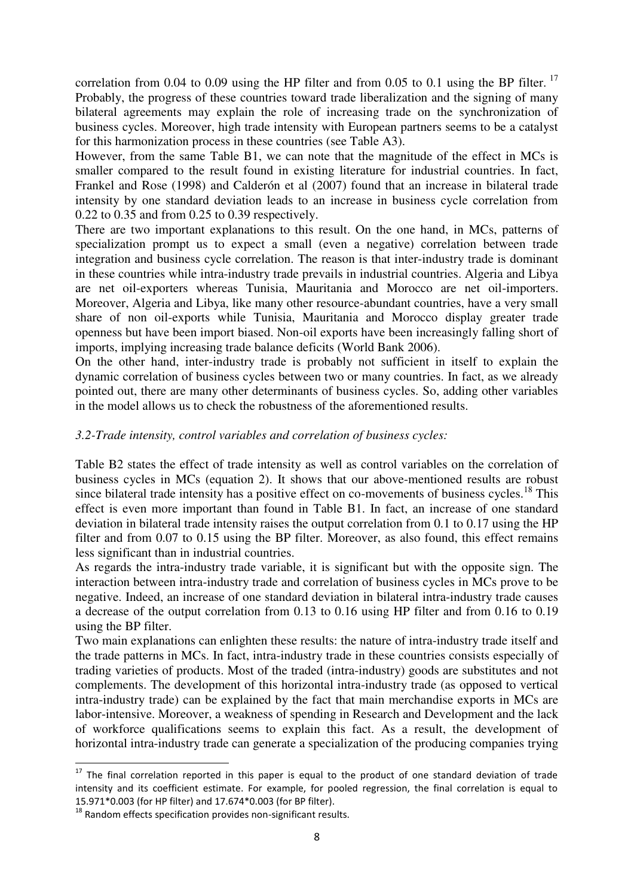correlation from 0.04 to 0.09 using the HP filter and from 0.05 to 0.1 using the BP filter. [17] Probably, the progress of these countries toward trade liberalization and the signing of many bilateral agreements may explain the role of increasing trade on the synchronization of business cycles. Moreover, high trade intensity with European partners seems to be a catalyst for this harmonization process in these countries (see Table A3).

However, from the same Table B1, we can note that the magnitude of the effect in MCs is smaller compared to the result found in existing literature for industrial countries. In fact, Frankel and Rose (1998) and Calderón et al (2007) found that an increase in bilateral trade intensity by one standard deviation leads to an increase in business cycle correlation from 0.22 to 0.35 and from 0.25 to 0.39 respectively.

There are two important explanations to this result. On the one hand, in MCs, patterns of specialization prompt us to expect a small (even a negative) correlation between trade integration and business cycle correlation. The reason is that inter-industry trade is dominant in these countries while intra-industry trade prevails in industrial countries. Algeria and Libya are net oil-exporters whereas Tunisia, Mauritania and Morocco are net oil-importers. Moreover, Algeria and Libya, like many other resource-abundant countries, have a very small share of non oil-exports while Tunisia, Mauritania and Morocco display greater trade openness but have been import biased. Non-oil exports have been increasingly falling short of imports, implying increasing trade balance deficits (World Bank 2006).

On the other hand, inter-industry trade is probably not sufficient in itself to explain the dynamic correlation of business cycles between two or many countries. In fact, as we already pointed out, there are many other determinants of business cycles. So, adding other variables in the model allows us to check the robustness of the aforementioned results.

### *3.2-Trade intensity, control variables and correlation of business cycles:*

Table B2 states the effect of trade intensity as well as control variables on the correlation of business cycles in MCs (equation 2). It shows that our above-mentioned results are robust since bilateral trade intensity has a positive effect on co-movements of business cycles.[18] This effect is even more important than found in Table B1. In fact, an increase of one standard deviation in bilateral trade intensity raises the output correlation from 0.1 to 0.17 using the HP filter and from 0.07 to 0.15 using the BP filter. Moreover, as also found, this effect remains less significant than in industrial countries.

As regards the intra-industry trade variable, it is significant but with the opposite sign. The interaction between intra-industry trade and correlation of business cycles in MCs prove to be negative. Indeed, an increase of one standard deviation in bilateral intra-industry trade causes a decrease of the output correlation from 0.13 to 0.16 using HP filter and from 0.16 to 0.19 using the BP filter.

Two main explanations can enlighten these results: the nature of intra-industry trade itself and the trade patterns in MCs. In fact, intra-industry trade in these countries consists especially of trading varieties of products. Most of the traded (intra-industry) goods are substitutes and not complements. The development of this horizontal intra-industry trade (as opposed to vertical intra-industry trade) can be explained by the fact that main merchandise exports in MCs are labor-intensive. Moreover, a weakness of spending in Research and Development and the lack of workforce qualifications seems to explain this fact. As a result, the development of horizontal intra-industry trade can generate a specialization of the producing companies trying

---

[17] The final correlation reported in this paper is equal to the product of one standard deviation of trade intensity and its coefficient estimate. For example, for pooled regression, the final correlation is equal to 15.971*0.003 (for HP filter) and 17.674*0.003 (for BP filter).

[18] Random effects specification provides non-significant results.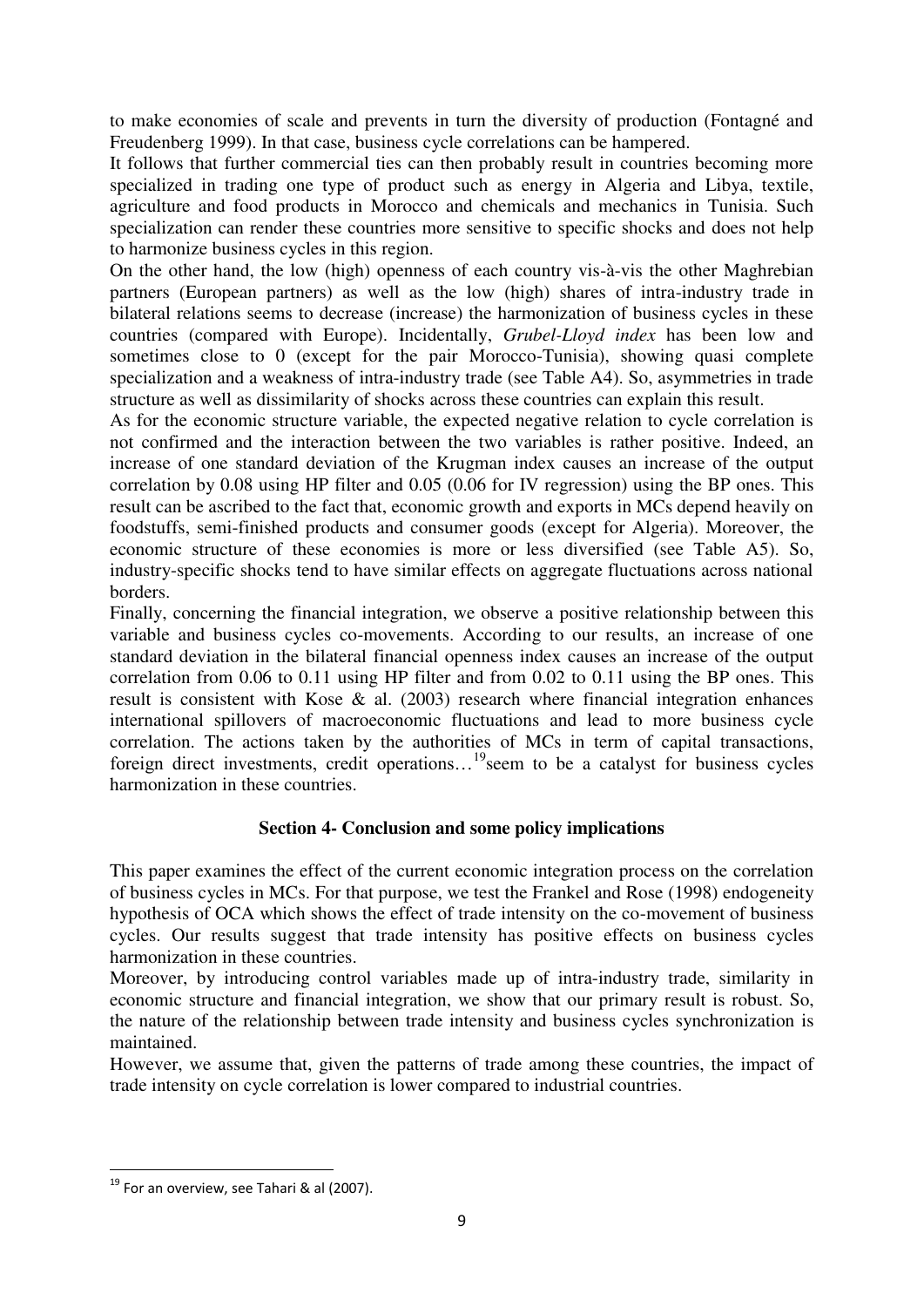to make economies of scale and prevents in turn the diversity of production (Fontagné and Freudenberg 1999). In that case, business cycle correlations can be hampered.

It follows that further commercial ties can then probably result in countries becoming more specialized in trading one type of product such as energy in Algeria and Libya, textile, agriculture and food products in Morocco and chemicals and mechanics in Tunisia. Such specialization can render these countries more sensitive to specific shocks and does not help to harmonize business cycles in this region.

On the other hand, the low (high) openness of each country vis-à-vis the other Maghrebian partners (European partners) as well as the low (high) shares of intra-industry trade in bilateral relations seems to decrease (increase) the harmonization of business cycles in these countries (compared with Europe). Incidentally, *Grubel-Lloyd index* has been low and sometimes close to 0 (except for the pair Morocco-Tunisia), showing quasi complete specialization and a weakness of intra-industry trade (see Table A4). So, asymmetries in trade structure as well as dissimilarity of shocks across these countries can explain this result.

As for the economic structure variable, the expected negative relation to cycle correlation is not confirmed and the interaction between the two variables is rather positive. Indeed, an increase of one standard deviation of the Krugman index causes an increase of the output correlation by 0.08 using HP filter and 0.05 (0.06 for IV regression) using the BP ones. This result can be ascribed to the fact that, economic growth and exports in MCs depend heavily on foodstuffs, semi-finished products and consumer goods (except for Algeria). Moreover, the economic structure of these economies is more or less diversified (see Table A5). So, industry-specific shocks tend to have similar effects on aggregate fluctuations across national borders.

Finally, concerning the financial integration, we observe a positive relationship between this variable and business cycles co-movements. According to our results, an increase of one standard deviation in the bilateral financial openness index causes an increase of the output correlation from 0.06 to 0.11 using HP filter and from 0.02 to 0.11 using the BP ones. This result is consistent with Kose & al. (2003) research where financial integration enhances international spillovers of macroeconomic fluctuations and lead to more business cycle correlation. The actions taken by the authorities of MCs in term of capital transactions, foreign direct investments, credit operations…[19]seem to be a catalyst for business cycles harmonization in these countries.

### Section 4- Conclusion and some policy implications

This paper examines the effect of the current economic integration process on the correlation of business cycles in MCs. For that purpose, we test the Frankel and Rose (1998) endogeneity hypothesis of OCA which shows the effect of trade intensity on the co-movement of business cycles. Our results suggest that trade intensity has positive effects on business cycles harmonization in these countries.

Moreover, by introducing control variables made up of intra-industry trade, similarity in economic structure and financial integration, we show that our primary result is robust. So, the nature of the relationship between trade intensity and business cycles synchronization is maintained.

However, we assume that, given the patterns of trade among these countries, the impact of trade intensity on cycle correlation is lower compared to industrial countries.

---

[19] For an overview, see Tahari & al (2007).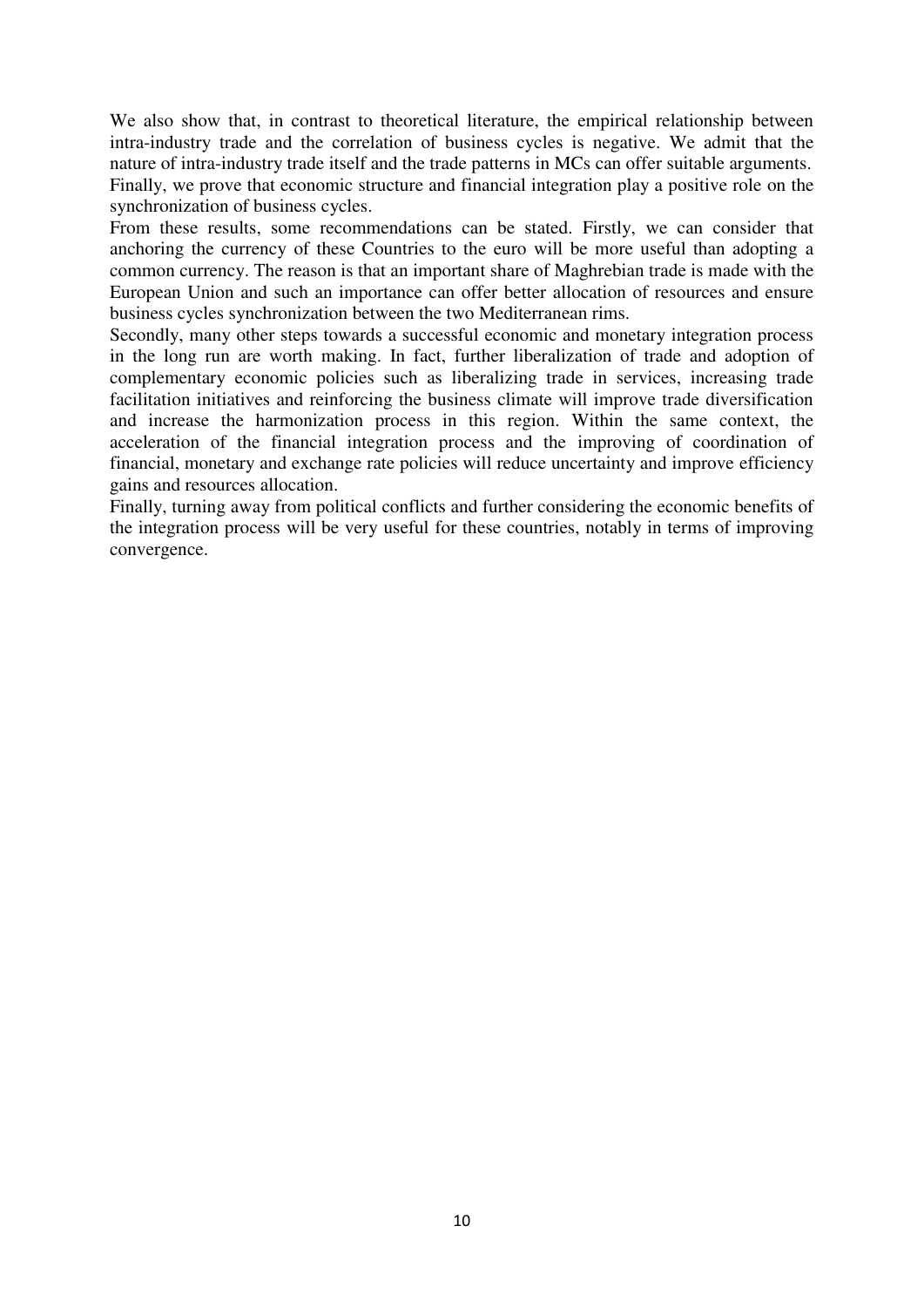We also show that, in contrast to theoretical literature, the empirical relationship between intra-industry trade and the correlation of business cycles is negative. We admit that the nature of intra-industry trade itself and the trade patterns in MCs can offer suitable arguments. Finally, we prove that economic structure and financial integration play a positive role on the synchronization of business cycles.

From these results, some recommendations can be stated. Firstly, we can consider that anchoring the currency of these Countries to the euro will be more useful than adopting a common currency. The reason is that an important share of Maghrebian trade is made with the European Union and such an importance can offer better allocation of resources and ensure business cycles synchronization between the two Mediterranean rims.

Secondly, many other steps towards a successful economic and monetary integration process in the long run are worth making. In fact, further liberalization of trade and adoption of complementary economic policies such as liberalizing trade in services, increasing trade facilitation initiatives and reinforcing the business climate will improve trade diversification and increase the harmonization process in this region. Within the same context, the acceleration of the financial integration process and the improving of coordination of financial, monetary and exchange rate policies will reduce uncertainty and improve efficiency gains and resources allocation.

Finally, turning away from political conflicts and further considering the economic benefits of the integration process will be very useful for these countries, notably in terms of improving convergence.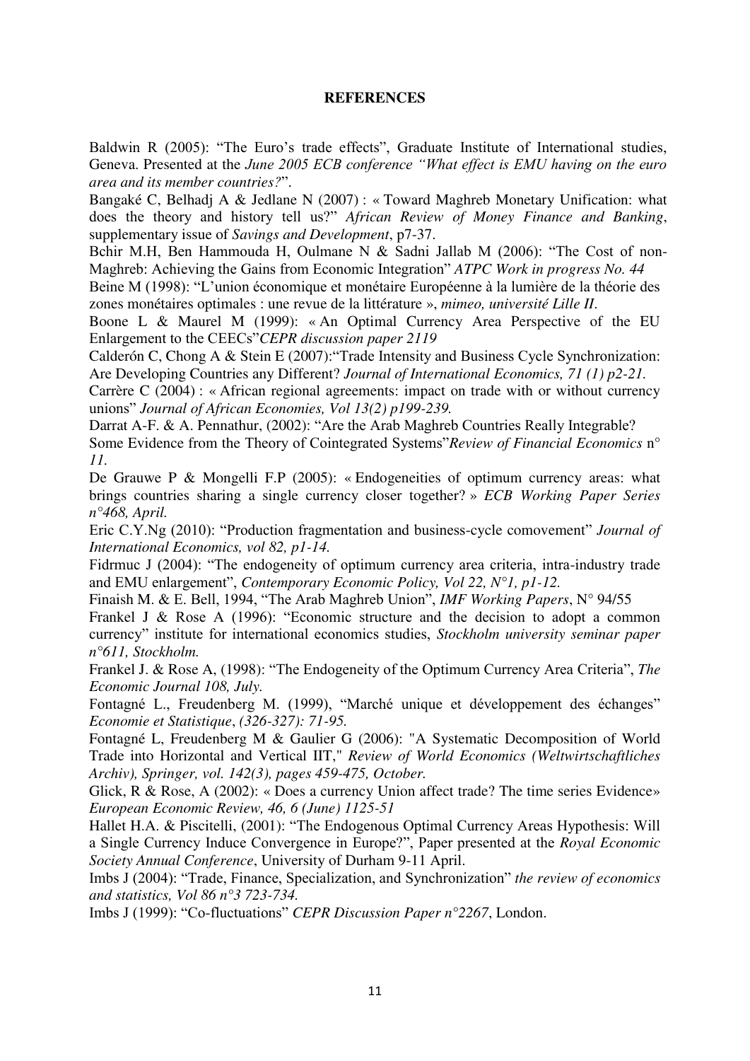**REFERENCES**

Baldwin R (2005): "The Euro's trade effects", Graduate Institute of International studies, Geneva. Presented at the *June 2005 ECB conference "What effect is EMU having on the euro area and its member countries?*".

Bangaké C, Belhadj A & Jedlane N (2007) : « Toward Maghreb Monetary Unification: what does the theory and history tell us?" *African Review of Money Finance and Banking*, supplementary issue of *Savings and Development*, p7-37.

Bchir M.H, Ben Hammouda H, Oulmane N & Sadni Jallab M (2006): "The Cost of non-Maghreb: Achieving the Gains from Economic Integration" *ATPC Work in progress No. 44*

Beine M (1998): "L'union économique et monétaire Européenne à la lumière de la théorie des zones monétaires optimales : une revue de la littérature », *mimeo, université Lille II.*

Boone L & Maurel M (1999): « An Optimal Currency Area Perspective of the EU Enlargement to the CEECs"*CEPR discussion paper 2119*

Calderón C, Chong A & Stein E (2007):"Trade Intensity and Business Cycle Synchronization: Are Developing Countries any Different? *Journal of International Economics, 71 (1) p2-21.*

Carrère C (2004) : « African regional agreements: impact on trade with or without currency unions" *Journal of African Economies, Vol 13(2) p199-239.*

Darrat A-F. & A. Pennathur, (2002): "Are the Arab Maghreb Countries Really Integrable? Some Evidence from the Theory of Cointegrated Systems"*Review of Financial Economics* n° *11.*

De Grauwe P & Mongelli F.P (2005): « Endogeneities of optimum currency areas: what brings countries sharing a single currency closer together? » *ECB Working Paper Series n°468, April.*

Eric C.Y.Ng (2010): "Production fragmentation and business-cycle comovement" *Journal of International Economics, vol 82, p1-14.*

Fidrmuc J (2004): "The endogeneity of optimum currency area criteria, intra-industry trade and EMU enlargement", *Contemporary Economic Policy, Vol 22, N°1, p1-12.*

Finaish M. & E. Bell, 1994, "The Arab Maghreb Union", *IMF Working Papers*, N° 94/55

Frankel J & Rose A (1996): "Economic structure and the decision to adopt a common currency" institute for international economics studies, *Stockholm university seminar paper n°611, Stockholm.*

Frankel J. & Rose A, (1998): "The Endogeneity of the Optimum Currency Area Criteria", *The Economic Journal 108, July.*

Fontagné L., Freudenberg M. (1999), "Marché unique et développement des échanges" *Economie et Statistique*, *(326-327): 71-95.*

Fontagné L, Freudenberg M & Gaulier G (2006): "A Systematic Decomposition of World Trade into Horizontal and Vertical IIT," *Review of World Economics (Weltwirtschaftliches Archiv), Springer, vol. 142(3), pages 459-475, October.*

Glick, R & Rose, A (2002): « Does a currency Union affect trade? The time series Evidence» *European Economic Review, 46, 6 (June) 1125-51*

Hallet H.A. & Piscitelli, (2001): "The Endogenous Optimal Currency Areas Hypothesis: Will a Single Currency Induce Convergence in Europe?", Paper presented at the *Royal Economic Society Annual Conference*, University of Durham 9-11 April.

Imbs J (2004): "Trade, Finance, Specialization, and Synchronization" *the review of economics and statistics, Vol 86 n°3 723-734.*

Imbs J (1999): "Co-fluctuations" *CEPR Discussion Paper n°2267*, London.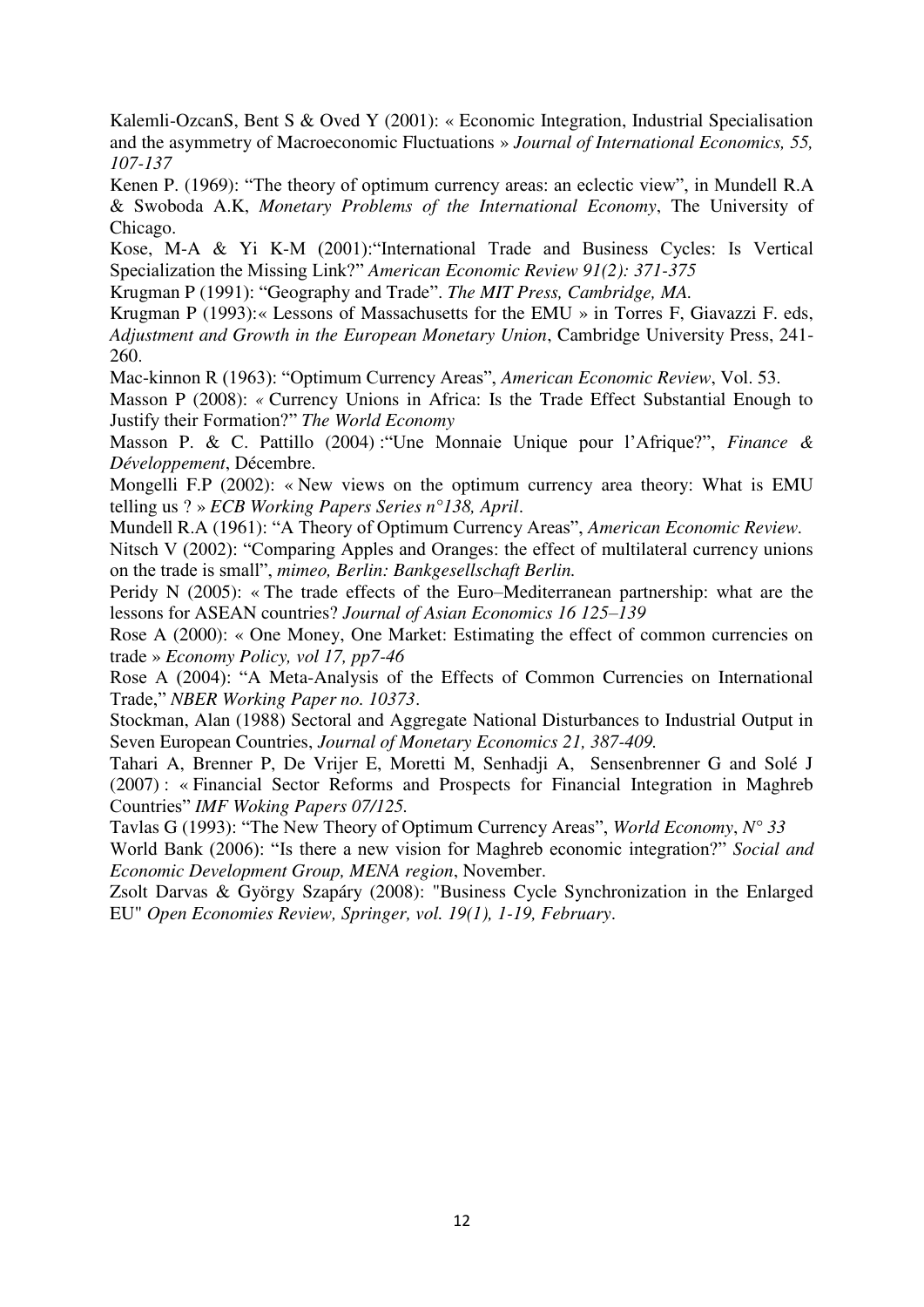Kalemli-OzcanS, Bent S & Oved Y (2001): « Economic Integration, Industrial Specialisation and the asymmetry of Macroeconomic Fluctuations » *Journal of International Economics, 55, 107-137*

Kenen P. (1969): "The theory of optimum currency areas: an eclectic view", in Mundell R.A & Swoboda A.K, *Monetary Problems of the International Economy*, The University of Chicago.

Kose, M-A & Yi K-M (2001):"International Trade and Business Cycles: Is Vertical Specialization the Missing Link?" *American Economic Review 91(2): 371-375*

Krugman P (1991): "Geography and Trade". *The MIT Press, Cambridge, MA.*

Krugman P (1993):« Lessons of Massachusetts for the EMU » in Torres F, Giavazzi F. eds, *Adjustment and Growth in the European Monetary Union*, Cambridge University Press, 241-260.

Mac-kinnon R (1963): "Optimum Currency Areas", *American Economic Review*, Vol. 53.

Masson P (2008): *«* Currency Unions in Africa: Is the Trade Effect Substantial Enough to Justify their Formation?" *The World Economy*

Masson P. & C. Pattillo (2004) :"Une Monnaie Unique pour l'Afrique?", *Finance & Développement*, Décembre.

Mongelli F.P (2002): « New views on the optimum currency area theory: What is EMU telling us ? » *ECB Working Papers Series n°138, April*.

Mundell R.A (1961): "A Theory of Optimum Currency Areas", *American Economic Review*.

Nitsch V (2002): "Comparing Apples and Oranges: the effect of multilateral currency unions on the trade is small", *mimeo, Berlin: Bankgesellschaft Berlin.*

Peridy N (2005): « The trade effects of the Euro–Mediterranean partnership: what are the lessons for ASEAN countries? *Journal of Asian Economics 16 125–139*

Rose A (2000): « One Money, One Market: Estimating the effect of common currencies on trade » *Economy Policy, vol 17, pp7-46*

Rose A (2004): "A Meta-Analysis of the Effects of Common Currencies on International Trade," *NBER Working Paper no. 10373*.

Stockman, Alan (1988) Sectoral and Aggregate National Disturbances to Industrial Output in Seven European Countries, *Journal of Monetary Economics 21, 387-409.*

Tahari A, Brenner P, De Vrijer E, Moretti M, Senhadji A, Sensenbrenner G and Solé J (2007) : « Financial Sector Reforms and Prospects for Financial Integration in Maghreb Countries" *IMF Woking Papers 07/125.*

Tavlas G (1993): "The New Theory of Optimum Currency Areas", *World Economy*, *N° 33*

World Bank (2006): "Is there a new vision for Maghreb economic integration?" *Social and Economic Development Group, MENA region*, November.

Zsolt Darvas & György Szapáry (2008): "Business Cycle Synchronization in the Enlarged EU" *Open Economies Review, Springer, vol. 19(1), 1-19, February*.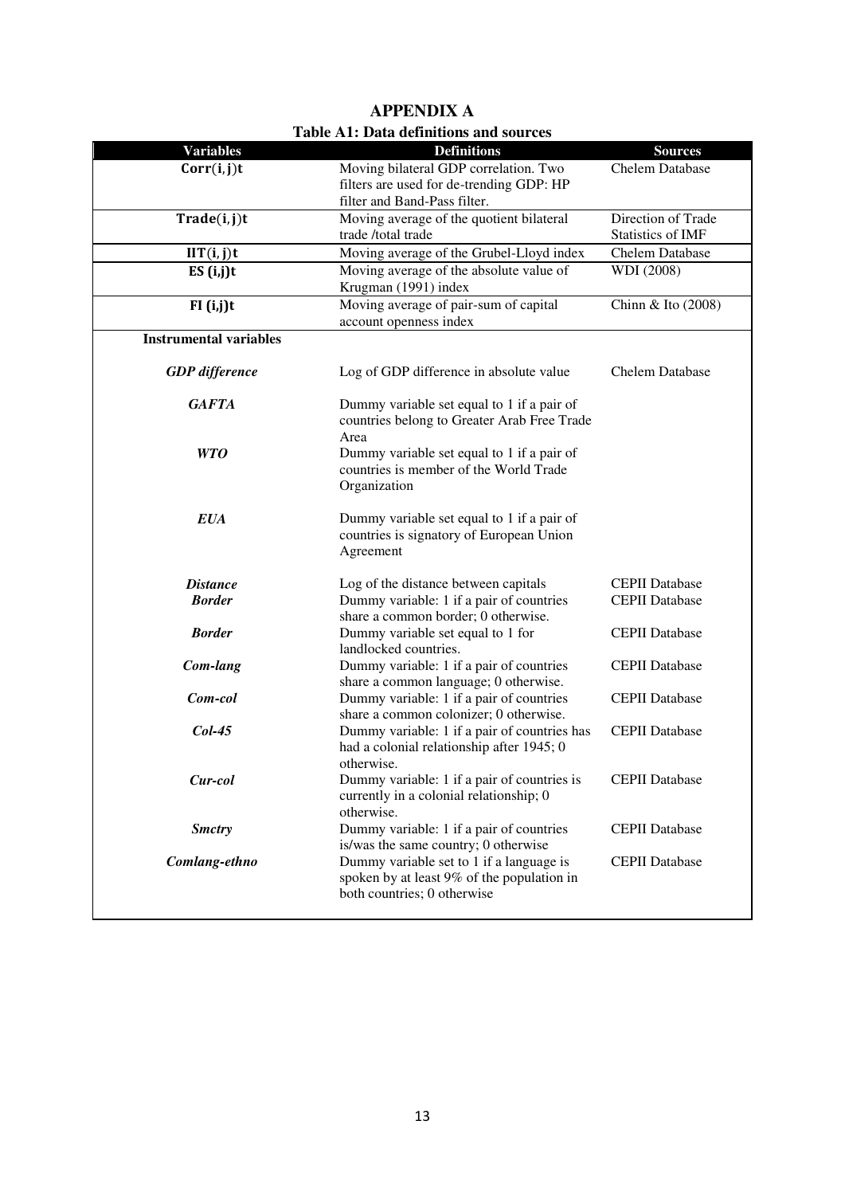# APPENDIX A

**Table A1: Data definitions and sources**

| Variables | Definitions | Sources |
|---|---|---|
| $\mathbf{Corr(i,j)t}$ | Moving bilateral GDP correlation. Two filters are used for de-trending GDP: HP filter and Band-Pass filter. | Chelem Database |
| $\mathbf{Trade(i,j)t}$ | Moving average of the quotient bilateral trade /total trade | Direction of Trade Statistics of IMF |
| $\mathbf{IIT(i,j)t}$ | Moving average of the Grubel-Lloyd index | Chelem Database |
| $\mathbf{ES\ (i,j)t}$ | Moving average of the absolute value of Krugman (1991) index | WDI (2008) |
| $\mathbf{FI\ (i,j)t}$ | Moving average of pair-sum of capital account openness index | Chinn & Ito (2008) |
| **Instrumental variables** | | |
| ***GDP difference*** | Log of GDP difference in absolute value | Chelem Database |
| ***GAFTA*** | Dummy variable set equal to 1 if a pair of countries belong to Greater Arab Free Trade Area | |
| ***WTO*** | Dummy variable set equal to 1 if a pair of countries is member of the World Trade Organization | |
| ***EUA*** | Dummy variable set equal to 1 if a pair of countries is signatory of European Union Agreement | |
| ***Distance*** | Log of the distance between capitals | CEPII Database |
| ***Border*** | Dummy variable: 1 if a pair of countries share a common border; 0 otherwise. | CEPII Database |
| ***Border*** | Dummy variable set equal to 1 for landlocked countries. | CEPII Database |
| ***Com-lang*** | Dummy variable: 1 if a pair of countries share a common language; 0 otherwise. | CEPII Database |
| ***Com-col*** | Dummy variable: 1 if a pair of countries share a common colonizer; 0 otherwise. | CEPII Database |
| ***Col-45*** | Dummy variable: 1 if a pair of countries has had a colonial relationship after 1945; 0 otherwise. | CEPII Database |
| ***Cur-col*** | Dummy variable: 1 if a pair of countries is currently in a colonial relationship; 0 otherwise. | CEPII Database |
| ***Smctry*** | Dummy variable: 1 if a pair of countries is/was the same country; 0 otherwise | CEPII Database |
| ***Comlang-ethno*** | Dummy variable set to 1 if a language is spoken by at least 9% of the population in both countries; 0 otherwise | CEPII Database |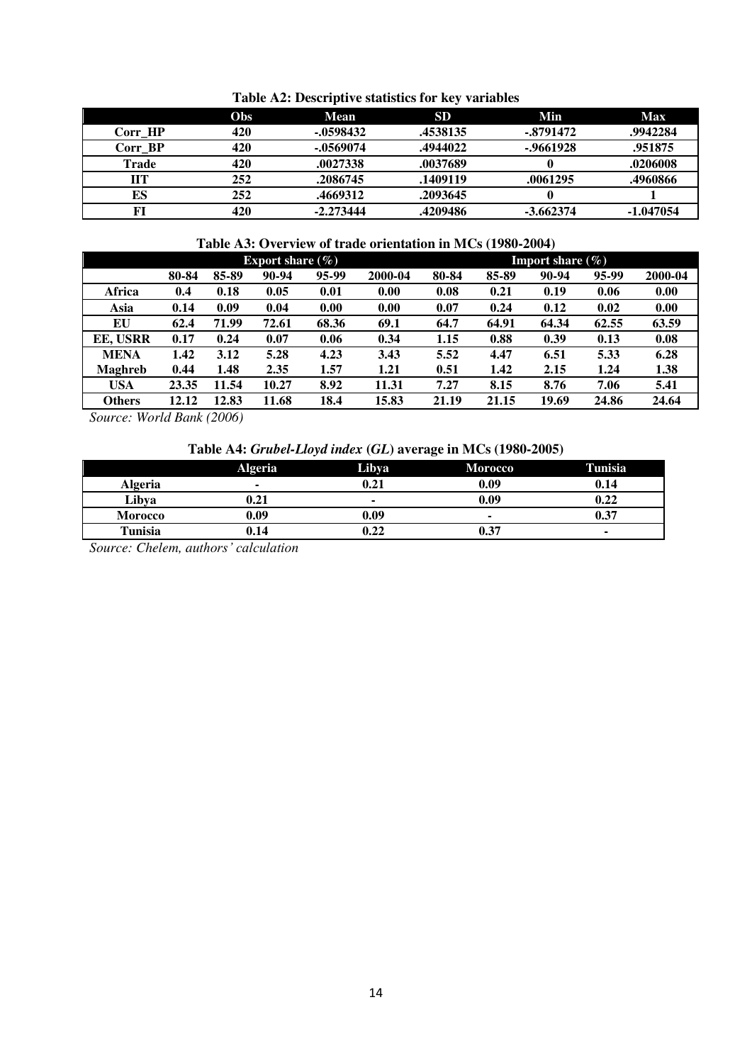**Table A2: Descriptive statistics for key variables**

| | Obs | Mean | SD | Min | Max |
|---|---|---|---|---|---|
| Corr_HP | 420 | -.0598432 | .4538135 | -.8791472 | .9942284 |
| Corr_BP | 420 | -.0569074 | .4944022 | -.9661928 | .951875 |
| Trade | 420 | .0027338 | .0037689 | 0 | .0206008 |
| IIT | 252 | .2086745 | .1409119 | .0061295 | .4960866 |
| ES | 252 | .4669312 | .2093645 | 0 | 1 |
| FI | 420 | -2.273444 | .4209486 | -3.662374 | -1.047054 |

**Table A3: Overview of trade orientation in MCs (1980-2004)**

| | Export share (%) | | | | | Import share (%) | | | | |
|---|---|---|---|---|---|---|---|---|---|---|
| | 80-84 | 85-89 | 90-94 | 95-99 | 2000-04 | 80-84 | 85-89 | 90-94 | 95-99 | 2000-04 |
| Africa | 0.4 | 0.18 | 0.05 | 0.01 | 0.00 | 0.08 | 0.21 | 0.19 | 0.06 | 0.00 |
| Asia | 0.14 | 0.09 | 0.04 | 0.00 | 0.00 | 0.07 | 0.24 | 0.12 | 0.02 | 0.00 |
| EU | 62.4 | 71.99 | 72.61 | 68.36 | 69.1 | 64.7 | 64.91 | 64.34 | 62.55 | 63.59 |
| EE, USRR | 0.17 | 0.24 | 0.07 | 0.06 | 0.34 | 1.15 | 0.88 | 0.39 | 0.13 | 0.08 |
| MENA | 1.42 | 3.12 | 5.28 | 4.23 | 3.43 | 5.52 | 4.47 | 6.51 | 5.33 | 6.28 |
| Maghreb | 0.44 | 1.48 | 2.35 | 1.57 | 1.21 | 0.51 | 1.42 | 2.15 | 1.24 | 1.38 |
| USA | 23.35 | 11.54 | 10.27 | 8.92 | 11.31 | 7.27 | 8.15 | 8.76 | 7.06 | 5.41 |
| Others | 12.12 | 12.83 | 11.68 | 18.4 | 15.83 | 21.19 | 21.15 | 19.69 | 24.86 | 24.64 |

*Source: World Bank (2006)*

**Table A4: *Grubel-Lloyd index* (*GL*) average in MCs (1980-2005)**

| | Algeria | Libya | Morocco | Tunisia |
|---|---|---|---|---|
| Algeria | - | 0.21 | 0.09 | 0.14 |
| Libya | 0.21 | - | 0.09 | 0.22 |
| Morocco | 0.09 | 0.09 | - | 0.37 |
| Tunisia | 0.14 | 0.22 | 0.37 | - |

*Source: Chelem, authors' calculation*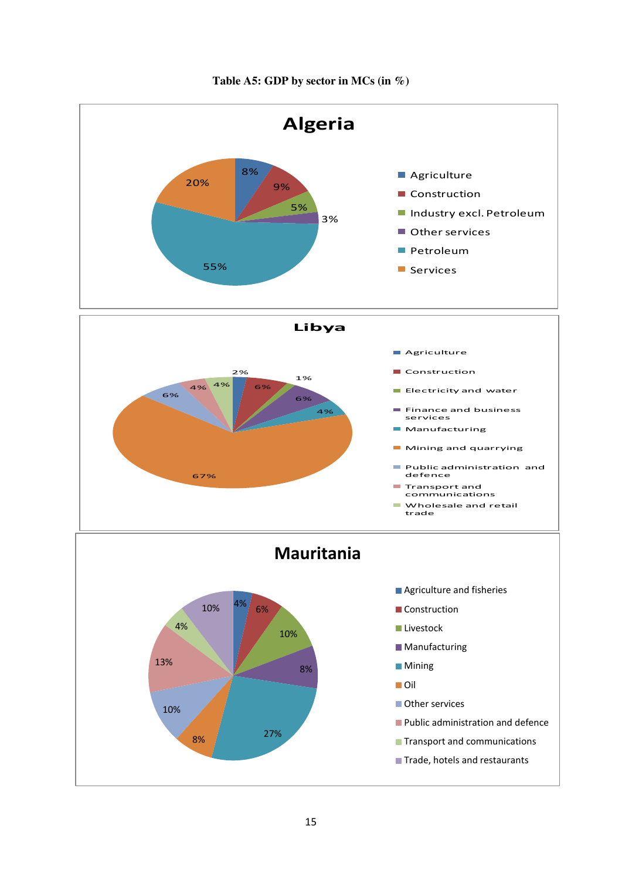**Table A5: GDP by sector in MCs (in %)**

## Algeria

| Sector | % |
|---|---|
| Agriculture | 8% |
| Construction | 9% |
| Industry excl. Petroleum | 5% |
| Other services | 3% |
| Petroleum | 55% |
| Services | 20% |

## Libya

| Sector | % |
|---|---|
| Agriculture | 2% |
| Construction | 6% |
| Electricity and water | 1% |
| Finance and business services | 6% |
| Manufacturing | 4% |
| Mining and quarrying | 67% |
| Public administration and defence | 6% |
| Transport and communications | 4% |
| Wholesale and retail trade | 4% |

## Mauritania

| Sector | % |
|---|---|
| Agriculture and fisheries | 4% |
| Construction | 6% |
| Livestock | 10% |
| Manufacturing | 8% |
| Mining | 27% |
| Oil | 8% |
| Other services | 10% |
| Public administration and defence | 13% |
| Transport and communications | 4% |
| Trade, hotels and restaurants | 10% |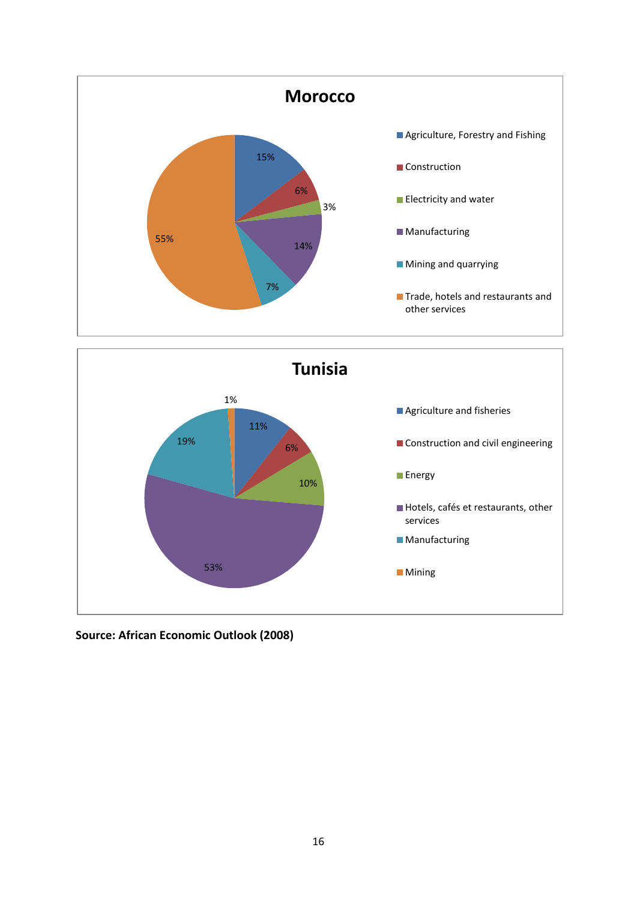**Morocco**

| Sector | Share |
| --- | --- |
| Agriculture, Forestry and Fishing | 15% |
| Construction | 6% |
| Electricity and water | 3% |
| Manufacturing | 14% |
| Mining and quarrying | 7% |
| Trade, hotels and restaurants and other services | 55% |

**Tunisia**

| Sector | Share |
| --- | --- |
| Agriculture and fisheries | 11% |
| Construction and civil engineering | 6% |
| Energy | 10% |
| Hotels, cafés et restaurants, other services | 53% |
| Manufacturing | 19% |
| Mining | 1% |

**Source: African Economic Outlook (2008)**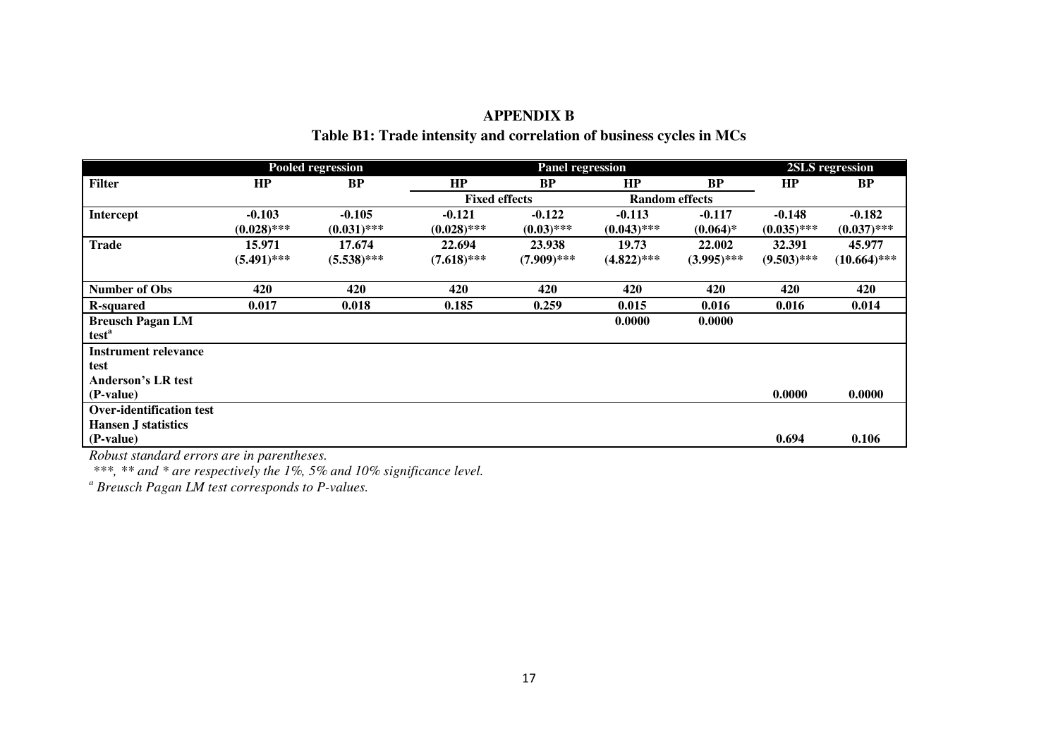## APPENDIX B

### Table B1: Trade intensity and correlation of business cycles in MCs

| | Pooled regression | | Panel regression | | | | 2SLS regression | |
|---|---|---|---|---|---|---|---|---|
| **Filter** | **HP** | **BP** | **HP** | **BP** | **HP** | **BP** | **HP** | **BP** |
| | | | **Fixed effects** | | **Random effects** | | | |
| **Intercept** | **-0.103** | **-0.105** | **-0.121** | **-0.122** | **-0.113** | **-0.117** | **-0.148** | **-0.182** |
| | **(0.028)*** ** | **(0.031)*** ** | **(0.028)*** ** | **(0.03)*** ** | **(0.043)*** ** | **(0.064)*** | **(0.035)*** ** | **(0.037)*** ** |
| **Trade** | **15.971** | **17.674** | **22.694** | **23.938** | **19.73** | **22.002** | **32.391** | **45.977** |
| | **(5.491)*** ** | **(5.538)*** ** | **(7.618)*** ** | **(7.909)*** ** | **(4.822)*** ** | **(3.995)*** ** | **(9.503)*** ** | **(10.664)*** ** |
| **Number of Obs** | **420** | **420** | **420** | **420** | **420** | **420** | **420** | **420** |
| **R-squared** | **0.017** | **0.018** | **0.185** | **0.259** | **0.015** | **0.016** | **0.016** | **0.014** |
| **Breusch Pagan LM test[a]** | | | | | **0.0000** | **0.0000** | | |
| **Instrument relevance test Anderson's LR test (P-value)** | | | | | | | **0.0000** | **0.0000** |
| **Over-identification test Hansen J statistics (P-value)** | | | | | | | **0.694** | **0.106** |

*Robust standard errors are in parentheses.*

*\*\*\*, \*\* and \* are respectively the 1%, 5% and 10% significance level.*

*[a] Breusch Pagan LM test corresponds to P-values.*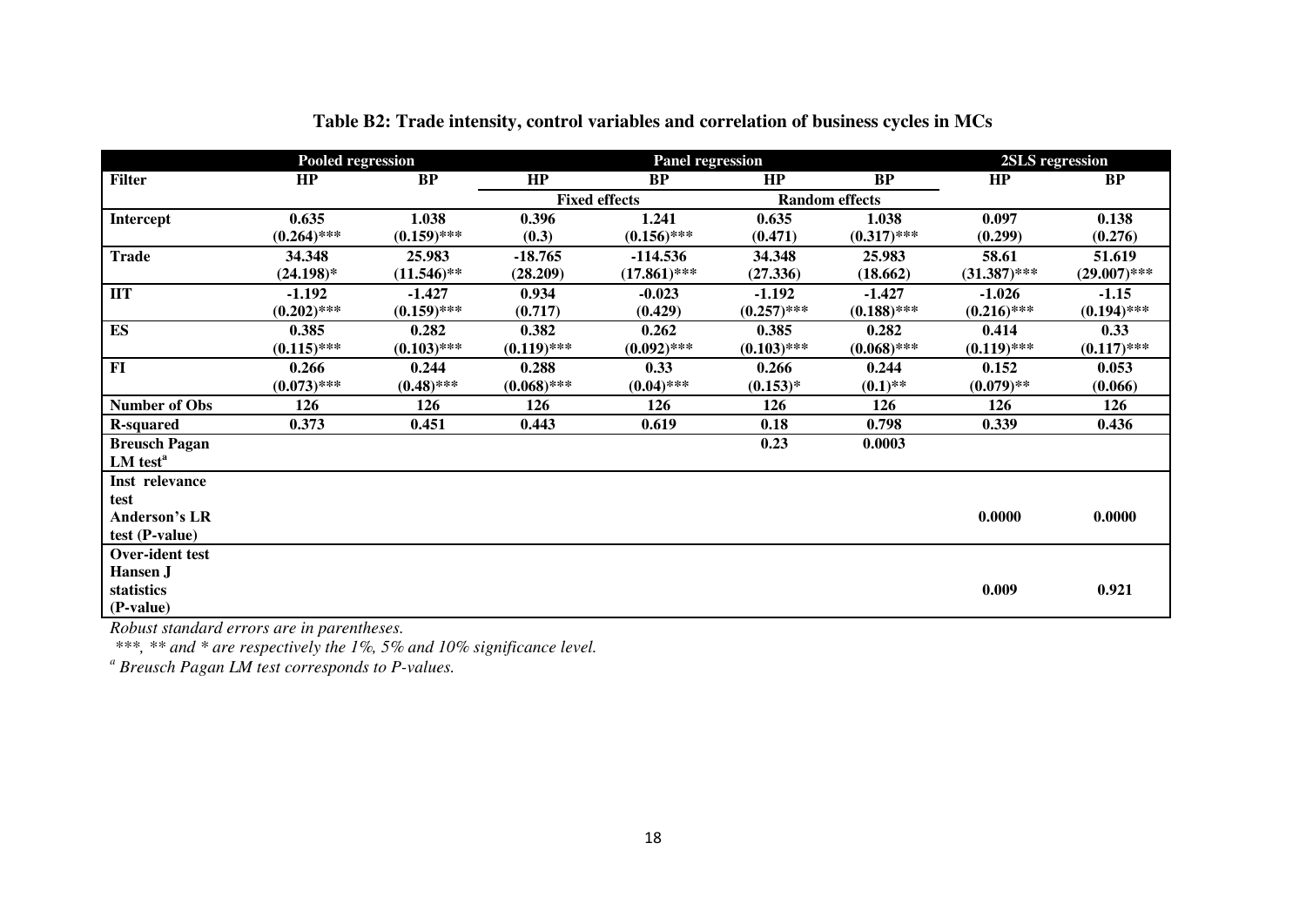**Table B2: Trade intensity, control variables and correlation of business cycles in MCs**

| | Pooled regression | | Panel regression | | | | 2SLS regression | |
|---|---|---|---|---|---|---|---|---|
| **Filter** | **HP** | **BP** | **HP** | **BP** | **HP** | **BP** | **HP** | **BP** |
| | | | **Fixed effects** | | **Random effects** | | | |
| **Intercept** | 0.635 (0.264)*** | 1.038 (0.159)*** | 0.396 (0.3) | 1.241 (0.156)*** | 0.635 (0.471) | 1.038 (0.317)*** | 0.097 (0.299) | 0.138 (0.276) |
| **Trade** | 34.348 (24.198)* | 25.983 (11.546)** | -18.765 (28.209) | -114.536 (17.861)*** | 34.348 (27.336) | 25.983 (18.662) | 58.61 (31.387)*** | 51.619 (29.007)*** |
| **IIT** | -1.192 (0.202)*** | -1.427 (0.159)*** | 0.934 (0.717) | -0.023 (0.429) | -1.192 (0.257)*** | -1.427 (0.188)*** | -1.026 (0.216)*** | -1.15 (0.194)*** |
| **ES** | 0.385 (0.115)*** | 0.282 (0.103)*** | 0.382 (0.119)*** | 0.262 (0.092)*** | 0.385 (0.103)*** | 0.282 (0.068)*** | 0.414 (0.119)*** | 0.33 (0.117)*** |
| **FI** | 0.266 (0.073)*** | 0.244 (0.48)*** | 0.288 (0.068)*** | 0.33 (0.04)*** | 0.266 (0.153)* | 0.244 (0.1)** | 0.152 (0.079)** | 0.053 (0.066) |
| **Number of Obs** | 126 | 126 | 126 | 126 | 126 | 126 | 126 | 126 |
| **R-squared** | 0.373 | 0.451 | 0.443 | 0.619 | 0.18 | 0.798 | 0.339 | 0.436 |
| **Breusch Pagan LM test**[a] | | | | | 0.23 | 0.0003 | | |
| **Inst relevance test Anderson's LR test (P-value)** | | | | | | | 0.0000 | 0.0000 |
| **Over-ident test Hansen J statistics (P-value)** | | | | | | | 0.009 | 0.921 |

*Robust standard errors are in parentheses.*

*\*\*\*, \*\* and \* are respectively the 1%, 5% and 10% significance level.*

*[a] Breusch Pagan LM test corresponds to P-values.*